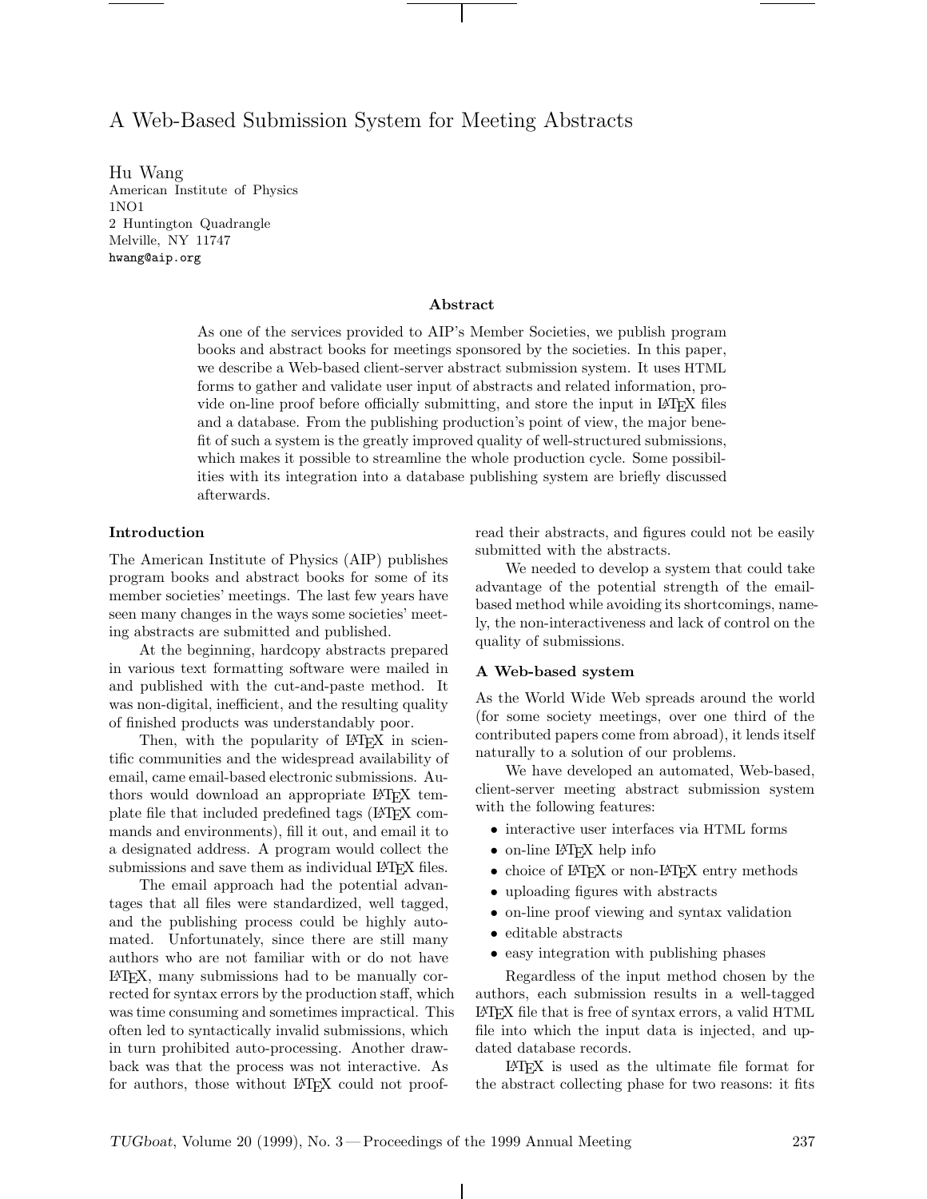# A Web-Based Submission System for Meeting Abstracts

Hu Wang
American Institute of Physics
1NO1
2 Huntington Quadrangle
Melville, NY 11747
hwang@aip.org

## Abstract

As one of the services provided to AIP's Member Societies, we publish program books and abstract books for meetings sponsored by the societies. In this paper, we describe a Web-based client-server abstract submission system. It uses HTML forms to gather and validate user input of abstracts and related information, provide on-line proof before officially submitting, and store the input in LaTeX files and a database. From the publishing production's point of view, the major benefit of such a system is the greatly improved quality of well-structured submissions, which makes it possible to streamline the whole production cycle. Some possibilities with its integration into a database publishing system are briefly discussed afterwards.

## Introduction

The American Institute of Physics (AIP) publishes program books and abstract books for some of its member societies' meetings. The last few years have seen many changes in the ways some societies' meeting abstracts are submitted and published.

At the beginning, hardcopy abstracts prepared in various text formatting software were mailed in and published with the cut-and-paste method. It was non-digital, inefficient, and the resulting quality of finished products was understandably poor.

Then, with the popularity of LaTeX in scientific communities and the widespread availability of email, came email-based electronic submissions. Authors would download an appropriate LaTeX template file that included predefined tags (LaTeX commands and environments), fill it out, and email it to a designated address. A program would collect the submissions and save them as individual LaTeX files.

The email approach had the potential advantages that all files were standardized, well tagged, and the publishing process could be highly automated. Unfortunately, since there are still many authors who are not familiar with or do not have LaTeX, many submissions had to be manually corrected for syntax errors by the production staff, which was time consuming and sometimes impractical. This often led to syntactically invalid submissions, which in turn prohibited auto-processing. Another drawback was that the process was not interactive. As for authors, those without LaTeX could not proofread their abstracts, and figures could not be easily submitted with the abstracts.

We needed to develop a system that could take advantage of the potential strength of the email-based method while avoiding its shortcomings, namely, the non-interactiveness and lack of control on the quality of submissions.

## A Web-based system

As the World Wide Web spreads around the world (for some society meetings, over one third of the contributed papers come from abroad), it lends itself naturally to a solution of our problems.

We have developed an automated, Web-based, client-server meeting abstract submission system with the following features:

- interactive user interfaces via HTML forms
- on-line LaTeX help info
- choice of LaTeX or non-LaTeX entry methods
- uploading figures with abstracts
- on-line proof viewing and syntax validation
- editable abstracts
- easy integration with publishing phases

Regardless of the input method chosen by the authors, each submission results in a well-tagged LaTeX file that is free of syntax errors, a valid HTML file into which the input data is injected, and updated database records.

LaTeX is used as the ultimate file format for the abstract collecting phase for two reasons: it fits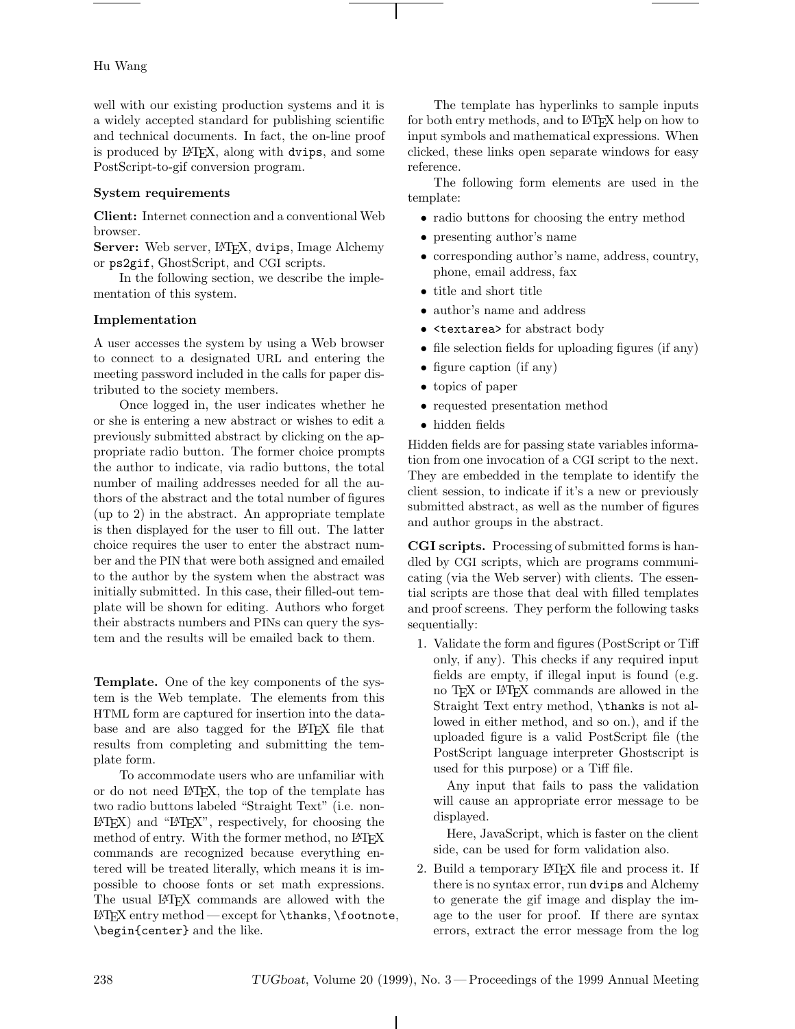well with our existing production systems and it is a widely accepted standard for publishing scientific and technical documents. In fact, the on-line proof is produced by LaTeX, along with `dvips`, and some PostScript-to-gif conversion program.

### System requirements

**Client:** Internet connection and a conventional Web browser.
**Server:** Web server, LaTeX, `dvips`, Image Alchemy or `ps2gif`, GhostScript, and CGI scripts.

In the following section, we describe the implementation of this system.

### Implementation

A user accesses the system by using a Web browser to connect to a designated URL and entering the meeting password included in the calls for paper distributed to the society members.

Once logged in, the user indicates whether he or she is entering a new abstract or wishes to edit a previously submitted abstract by clicking on the appropriate radio button. The former choice prompts the author to indicate, via radio buttons, the total number of mailing addresses needed for all the authors of the abstract and the total number of figures (up to 2) in the abstract. An appropriate template is then displayed for the user to fill out. The latter choice requires the user to enter the abstract number and the PIN that were both assigned and emailed to the author by the system when the abstract was initially submitted. In this case, their filled-out template will be shown for editing. Authors who forget their abstracts numbers and PINs can query the system and the results will be emailed back to them.

**Template.** One of the key components of the system is the Web template. The elements from this HTML form are captured for insertion into the database and are also tagged for the LaTeX file that results from completing and submitting the template form.

To accommodate users who are unfamiliar with or do not need LaTeX, the top of the template has two radio buttons labeled "Straight Text" (i.e. non-LaTeX) and "LaTeX", respectively, for choosing the method of entry. With the former method, no LaTeX commands are recognized because everything entered will be treated literally, which means it is impossible to choose fonts or set math expressions. The usual LaTeX commands are allowed with the LaTeX entry method — except for `\thanks`, `\footnote`, `\begin{center}` and the like.

The template has hyperlinks to sample inputs for both entry methods, and to LaTeX help on how to input symbols and mathematical expressions. When clicked, these links open separate windows for easy reference.

The following form elements are used in the template:

- radio buttons for choosing the entry method
- presenting author's name
- corresponding author's name, address, country, phone, email address, fax
- title and short title
- author's name and address
- `<textarea>` for abstract body
- file selection fields for uploading figures (if any)
- figure caption (if any)
- topics of paper
- requested presentation method
- hidden fields

Hidden fields are for passing state variables information from one invocation of a CGI script to the next. They are embedded in the template to identify the client session, to indicate if it's a new or previously submitted abstract, as well as the number of figures and author groups in the abstract.

**CGI scripts.** Processing of submitted forms is handled by CGI scripts, which are programs communicating (via the Web server) with clients. The essential scripts are those that deal with filled templates and proof screens. They perform the following tasks sequentially:

1. Validate the form and figures (PostScript or Tiff only, if any). This checks if any required input fields are empty, if illegal input is found (e.g. no TeX or LaTeX commands are allowed in the Straight Text entry method, `\thanks` is not allowed in either method, and so on.), and if the uploaded figure is a valid PostScript file (the PostScript language interpreter Ghostscript is used for this purpose) or a Tiff file.

   Any input that fails to pass the validation will cause an appropriate error message to be displayed.

   Here, JavaScript, which is faster on the client side, can be used for form validation also.

2. Build a temporary LaTeX file and process it. If there is no syntax error, run `dvips` and Alchemy to generate the gif image and display the image to the user for proof. If there are syntax errors, extract the error message from the log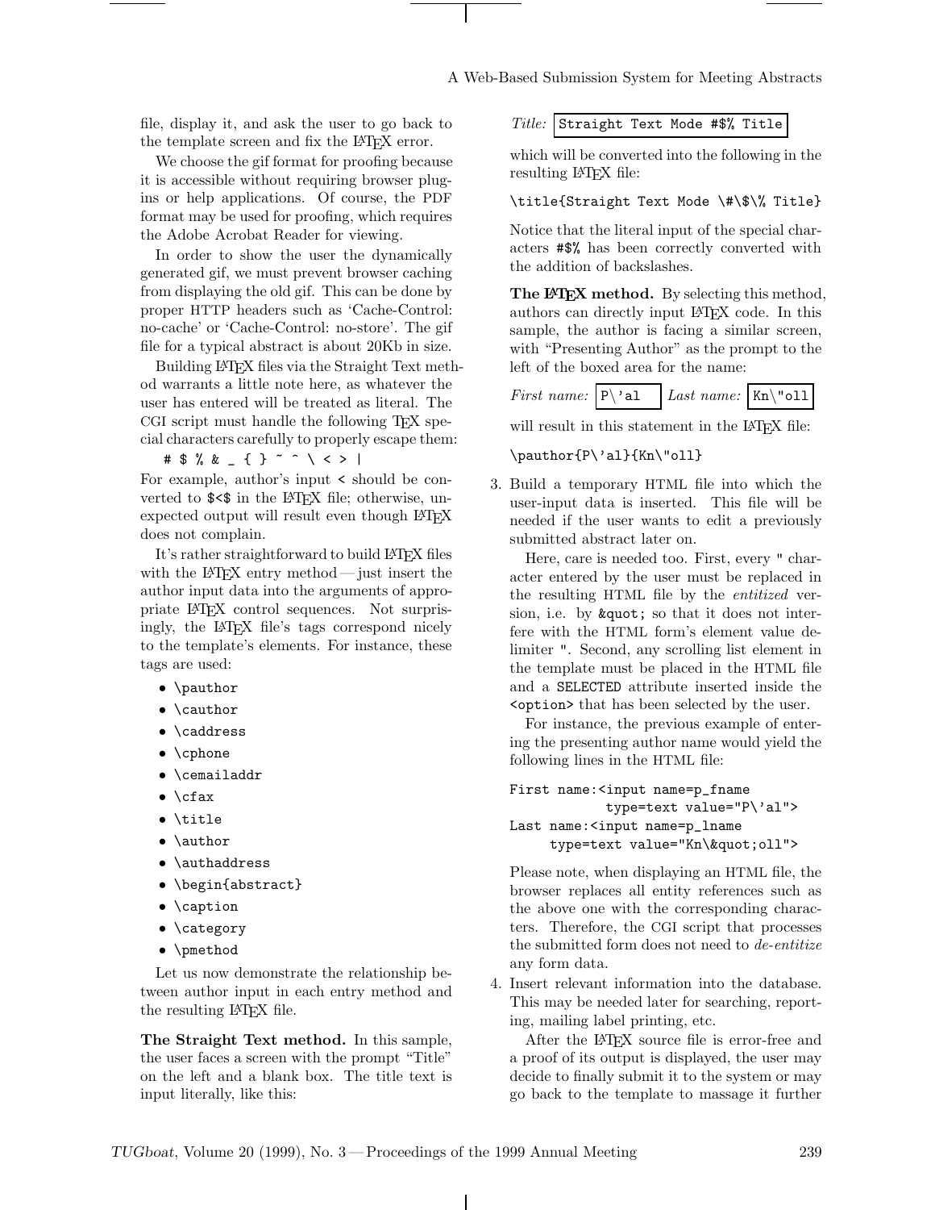file, display it, and ask the user to go back to the template screen and fix the LaTeX error.

We choose the gif format for proofing because it is accessible without requiring browser plug-ins or help applications. Of course, the PDF format may be used for proofing, which requires the Adobe Acrobat Reader for viewing.

In order to show the user the dynamically generated gif, we must prevent browser caching from displaying the old gif. This can be done by proper HTTP headers such as 'Cache-Control: no-cache' or 'Cache-Control: no-store'. The gif file for a typical abstract is about 20Kb in size.

Building LaTeX files via the Straight Text method warrants a little note here, as whatever the user has entered will be treated as literal. The CGI script must handle the following TeX special characters carefully to properly escape them:

`# $ % & _ { } ~ ^ \ < > |`

For example, author's input `<` should be converted to `$<$` in the LaTeX file; otherwise, unexpected output will result even though LaTeX does not complain.

It's rather straightforward to build LaTeX files with the LaTeX entry method — just insert the author input data into the arguments of appropriate LaTeX control sequences. Not surprisingly, the LaTeX file's tags correspond nicely to the template's elements. For instance, these tags are used:

- `\pauthor`
- `\cauthor`
- `\caddress`
- `\cphone`
- `\cemailaddr`
- `\cfax`
- `\title`
- `\author`
- `\authaddress`
- `\begin{abstract}`
- `\caption`
- `\category`
- `\pmethod`

Let us now demonstrate the relationship between author input in each entry method and the resulting LaTeX file.

**The Straight Text method.** In this sample, the user faces a screen with the prompt "Title" on the left and a blank box. The title text is input literally, like this:

*Title:* `Straight Text Mode #$% Title`

which will be converted into the following in the resulting LaTeX file:

```
\title{Straight Text Mode \#\$\% Title}
```

Notice that the literal input of the special characters `#$%` has been correctly converted with the addition of backslashes.

**The LaTeX method.** By selecting this method, authors can directly input LaTeX code. In this sample, the author is facing a similar screen, with "Presenting Author" as the prompt to the left of the boxed area for the name:

*First name:* `P\'al` *Last name:* `Kn\"oll`

will result in this statement in the LaTeX file:

```
\pauthor{P\'al}{Kn\"oll}
```

3. Build a temporary HTML file into which the user-input data is inserted. This file will be needed if the user wants to edit a previously submitted abstract later on.

   Here, care is needed too. First, every `"` character entered by the user must be replaced in the resulting HTML file by the *entitized* version, i.e. by `&quot;` so that it does not interfere with the HTML form's element value delimiter `"`. Second, any scrolling list element in the template must be placed in the HTML file and a `SELECTED` attribute inserted inside the `<option>` that has been selected by the user.

   For instance, the previous example of entering the presenting author name would yield the following lines in the HTML file:

```
First name:<input name=p_fname
             type=text value="P\'al">
Last name:<input name=p_lname
       type=text value="Kn\&quot;oll">
```

   Please note, when displaying an HTML file, the browser replaces all entity references such as the above one with the corresponding characters. Therefore, the CGI script that processes the submitted form does not need to *de-entitize* any form data.

4. Insert relevant information into the database. This may be needed later for searching, reporting, mailing label printing, etc.

   After the LaTeX source file is error-free and a proof of its output is displayed, the user may decide to finally submit it to the system or may go back to the template to massage it further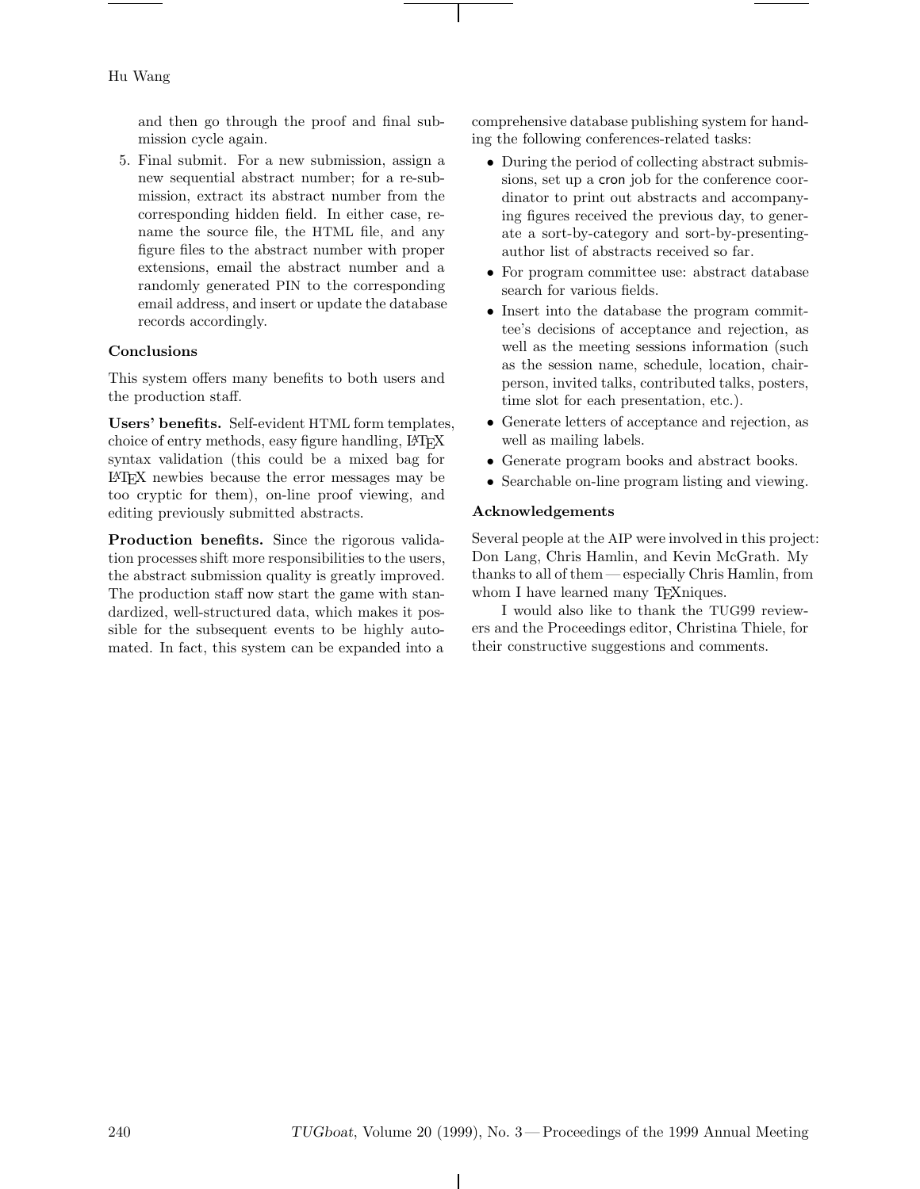and then go through the proof and final submission cycle again.

5. Final submit. For a new submission, assign a new sequential abstract number; for a re-submission, extract its abstract number from the corresponding hidden field. In either case, rename the source file, the HTML file, and any figure files to the abstract number with proper extensions, email the abstract number and a randomly generated PIN to the corresponding email address, and insert or update the database records accordingly.

### Conclusions

This system offers many benefits to both users and the production staff.

**Users' benefits.** Self-evident HTML form templates, choice of entry methods, easy figure handling, LaTeX syntax validation (this could be a mixed bag for LaTeX newbies because the error messages may be too cryptic for them), on-line proof viewing, and editing previously submitted abstracts.

**Production benefits.** Since the rigorous validation processes shift more responsibilities to the users, the abstract submission quality is greatly improved. The production staff now start the game with standardized, well-structured data, which makes it possible for the subsequent events to be highly automated. In fact, this system can be expanded into a comprehensive database publishing system for handing the following conferences-related tasks:

- During the period of collecting abstract submissions, set up a cron job for the conference coordinator to print out abstracts and accompanying figures received the previous day, to generate a sort-by-category and sort-by-presenting-author list of abstracts received so far.
- For program committee use: abstract database search for various fields.
- Insert into the database the program committee's decisions of acceptance and rejection, as well as the meeting sessions information (such as the session name, schedule, location, chairperson, invited talks, contributed talks, posters, time slot for each presentation, etc.).
- Generate letters of acceptance and rejection, as well as mailing labels.
- Generate program books and abstract books.
- Searchable on-line program listing and viewing.

### Acknowledgements

Several people at the AIP were involved in this project: Don Lang, Chris Hamlin, and Kevin McGrath. My thanks to all of them — especially Chris Hamlin, from whom I have learned many TeXniques.

I would also like to thank the TUG99 reviewers and the Proceedings editor, Christina Thiele, for their constructive suggestions and comments.